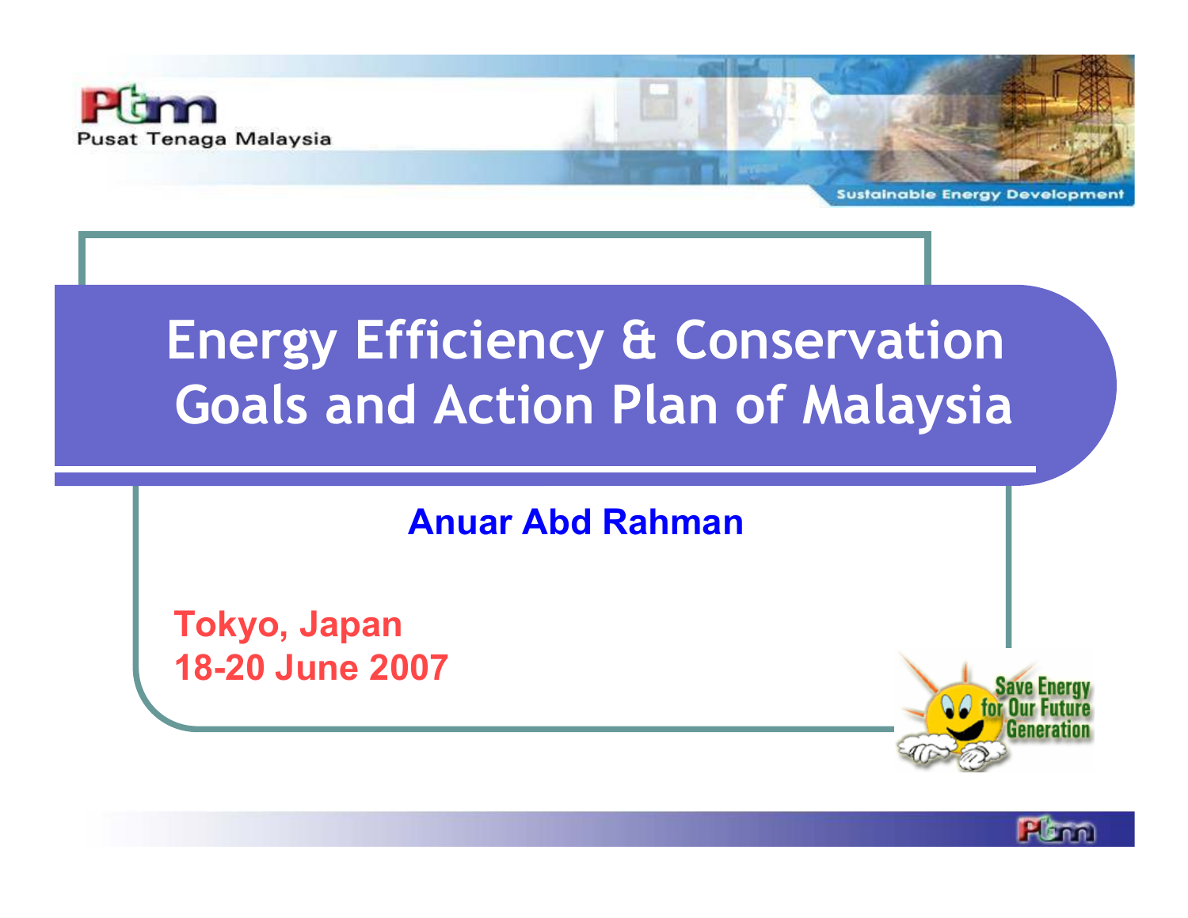Pusat Tenaga Malaysia

Sustainable Energy Development

# Energy Efficiency & Conservation Goals and Action Plan of Malaysia

**Anuar Abd Rahman**

**Tokyo, Japan**
**18-20 June 2007**

Save Energy for Our Future Generation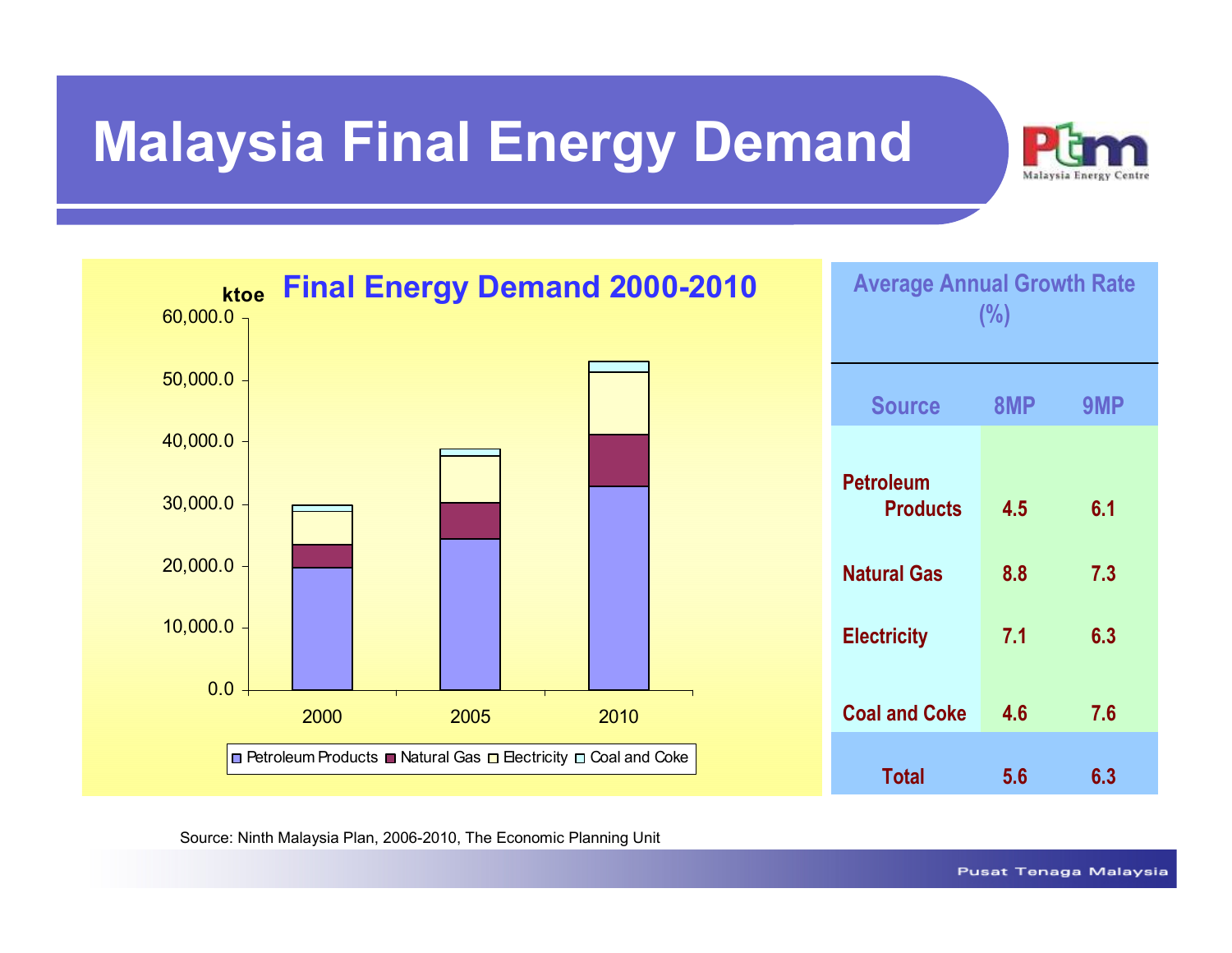# Malaysia Final Energy Demand

**Final Energy Demand 2000-2010**

ktoe

60,000.0
50,000.0
40,000.0
30,000.0
20,000.0
10,000.0
0.0

2000 2005 2010

Petroleum Products, Natural Gas, Electricity, Coal and Coke

| Average Annual Growth Rate (%) | | |
|---|---|---|
| **Source** | **8MP** | **9MP** |
| **Petroleum Products** | 4.5 | 6.1 |
| **Natural Gas** | 8.8 | 7.3 |
| **Electricity** | 7.1 | 6.3 |
| **Coal and Coke** | 4.6 | 7.6 |
| **Total** | 5.6 | 6.3 |

Source: Ninth Malaysia Plan, 2006-2010, The Economic Planning Unit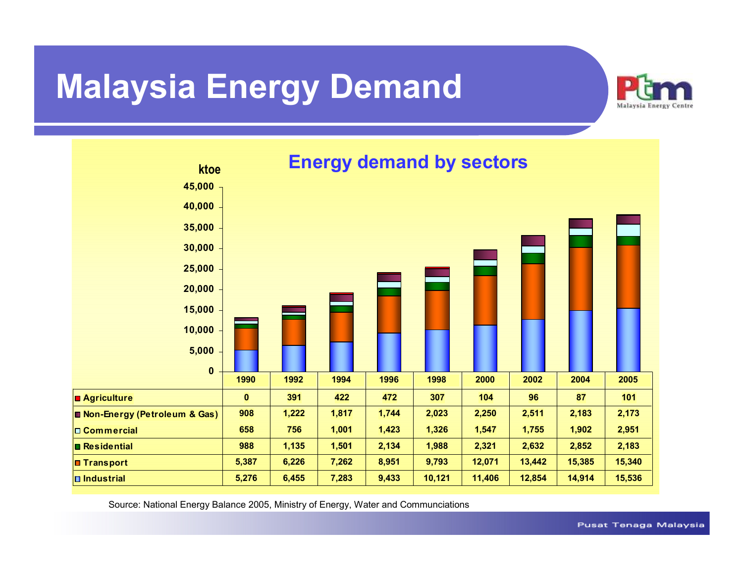# Malaysia Energy Demand

## Energy demand by sectors

ktoe

| | 1990 | 1992 | 1994 | 1996 | 1998 | 2000 | 2002 | 2004 | 2005 |
|---|---|---|---|---|---|---|---|---|---|
| Agriculture | 0 | 391 | 422 | 472 | 307 | 104 | 96 | 87 | 101 |
| Non-Energy (Petroleum & Gas) | 908 | 1,222 | 1,817 | 1,744 | 2,023 | 2,250 | 2,511 | 2,183 | 2,173 |
| Commercial | 658 | 756 | 1,001 | 1,423 | 1,326 | 1,547 | 1,755 | 1,902 | 2,951 |
| Residential | 988 | 1,135 | 1,501 | 2,134 | 1,988 | 2,321 | 2,632 | 2,852 | 2,183 |
| Transport | 5,387 | 6,226 | 7,262 | 8,951 | 9,793 | 12,071 | 13,442 | 15,385 | 15,340 |
| Industrial | 5,276 | 6,455 | 7,283 | 9,433 | 10,121 | 11,406 | 12,854 | 14,914 | 15,536 |

Source: National Energy Balance 2005, Ministry of Energy, Water and Communciations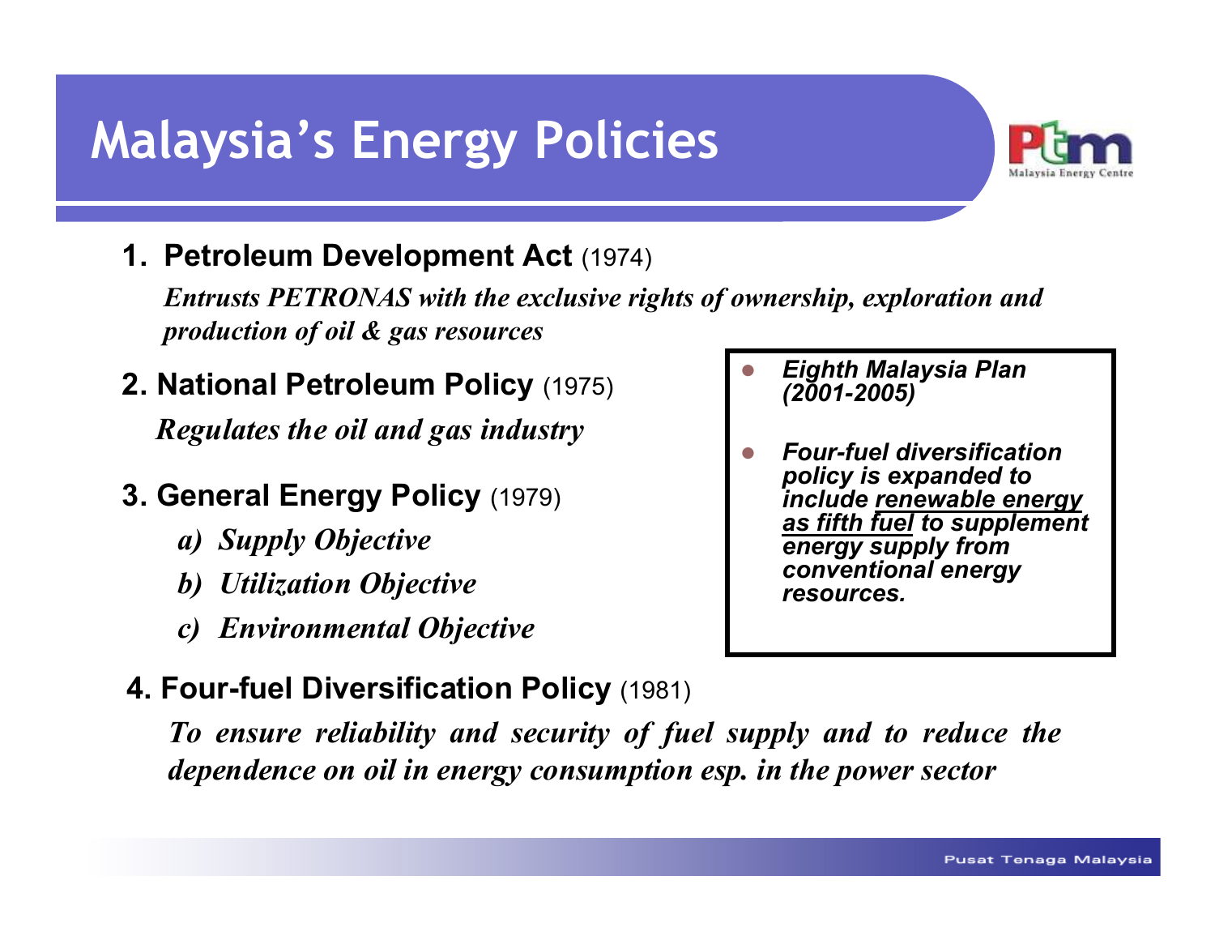# Malaysia's Energy Policies

1. **Petroleum Development Act** (1974)

   ***Entrusts PETRONAS with the exclusive rights of ownership, exploration and production of oil & gas resources***

2. **National Petroleum Policy** (1975)

   ***Regulates the oil and gas industry***

3. **General Energy Policy** (1979)

   a) ***Supply Objective***

   b) ***Utilization Objective***

   c) ***Environmental Objective***

4. **Four-fuel Diversification Policy** (1981)

   ***To ensure reliability and security of fuel supply and to reduce the dependence on oil in energy consumption esp. in the power sector***

- ***Eighth Malaysia Plan (2001-2005)***
- ***Four-fuel diversification policy is expanded to include renewable energy as fifth fuel to supplement energy supply from conventional energy resources.***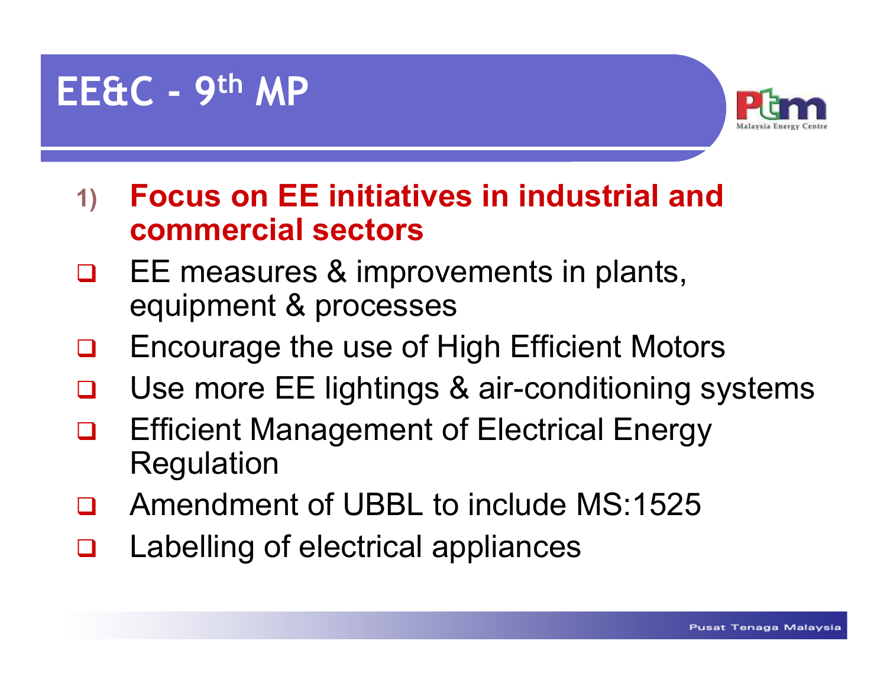# EE&C - 9th MP

1) **Focus on EE initiatives in industrial and commercial sectors**

- EE measures & improvements in plants, equipment & processes
- Encourage the use of High Efficient Motors
- Use more EE lightings & air-conditioning systems
- Efficient Management of Electrical Energy Regulation
- Amendment of UBBL to include MS:1525
- Labelling of electrical appliances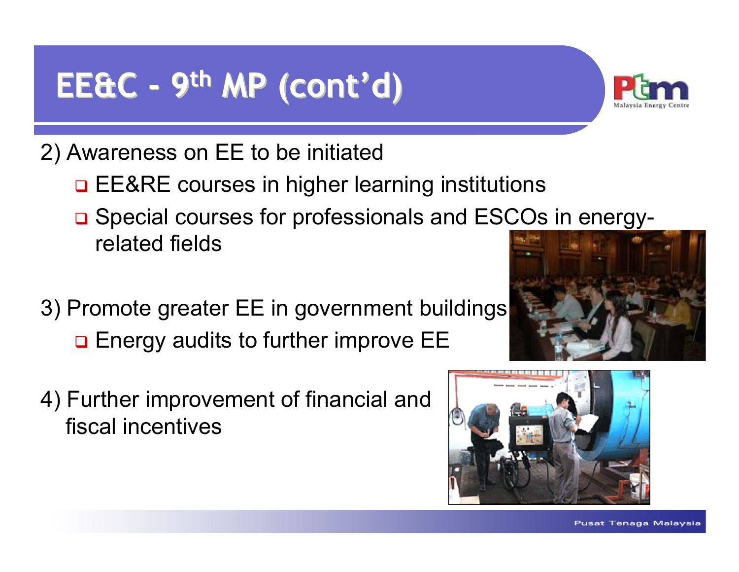# EE&C - 9th MP (cont'd)

2) Awareness on EE to be initiated
   - EE&RE courses in higher learning institutions
   - Special courses for professionals and ESCOs in energy-related fields

3) Promote greater EE in government buildings
   - Energy audits to further improve EE

4) Further improvement of financial and fiscal incentives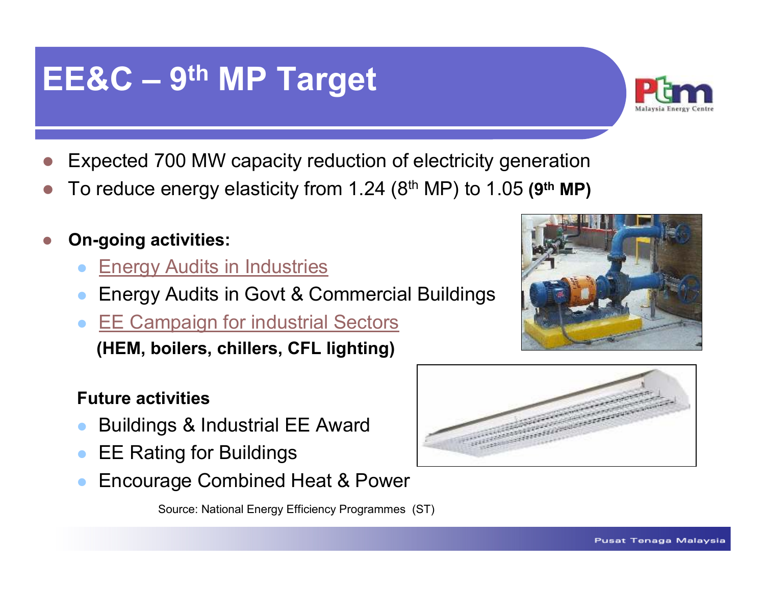# EE&C – 9th MP Target

- Expected 700 MW capacity reduction of electricity generation
- To reduce energy elasticity from 1.24 (8th MP) to 1.05 **(9th MP)**

- **On-going activities:**
  - Energy Audits in Industries
  - Energy Audits in Govt & Commercial Buildings
  - EE Campaign for industrial Sectors
    **(HEM, boilers, chillers, CFL lighting)**

**Future activities**

- Buildings & Industrial EE Award
- EE Rating for Buildings
- Encourage Combined Heat & Power

Source: National Energy Efficiency Programmes (ST)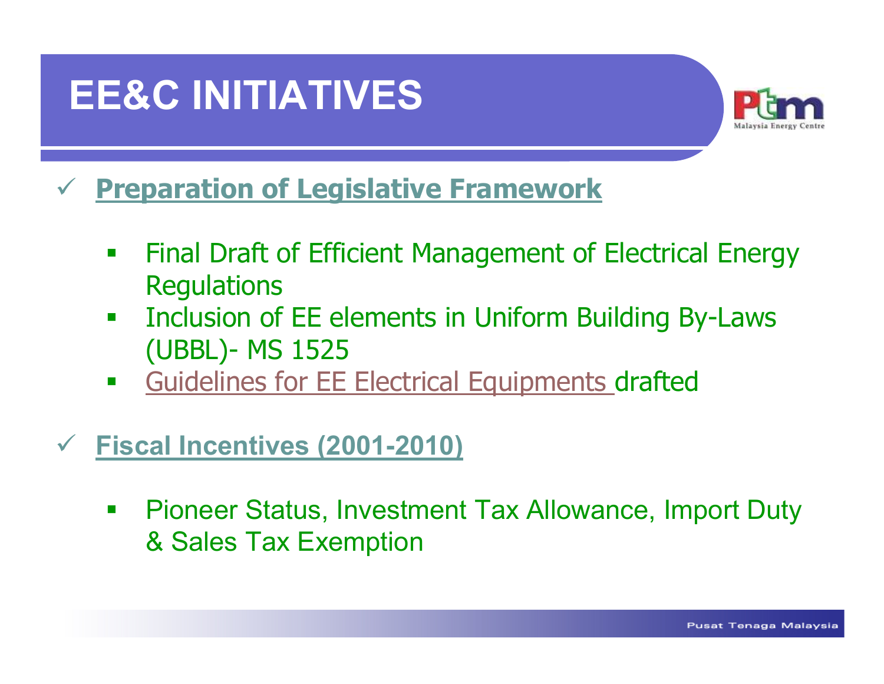# EE&C INITIATIVES

- **Preparation of Legislative Framework**
  - Final Draft of Efficient Management of Electrical Energy Regulations
  - Inclusion of EE elements in Uniform Building By-Laws (UBBL)- MS 1525
  - Guidelines for EE Electrical Equipments drafted

- **Fiscal Incentives (2001-2010)**
  - Pioneer Status, Investment Tax Allowance, Import Duty & Sales Tax Exemption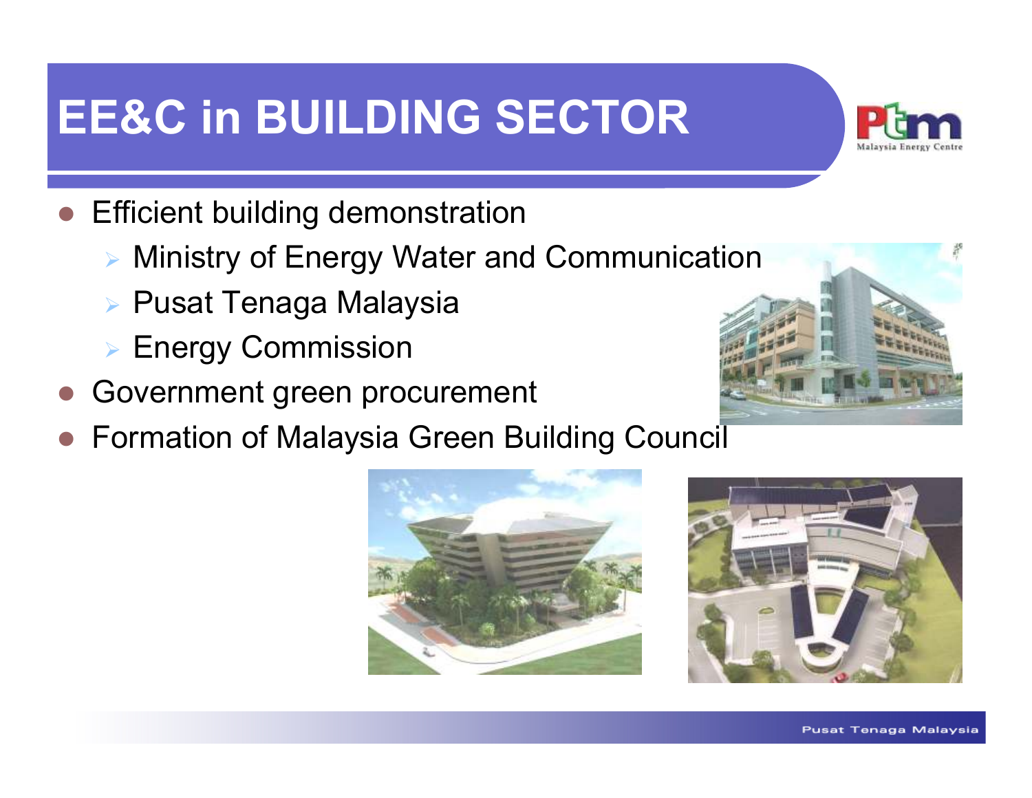# EE&C in BUILDING SECTOR

- Efficient building demonstration
  - Ministry of Energy Water and Communication
  - Pusat Tenaga Malaysia
  - Energy Commission
- Government green procurement
- Formation of Malaysia Green Building Council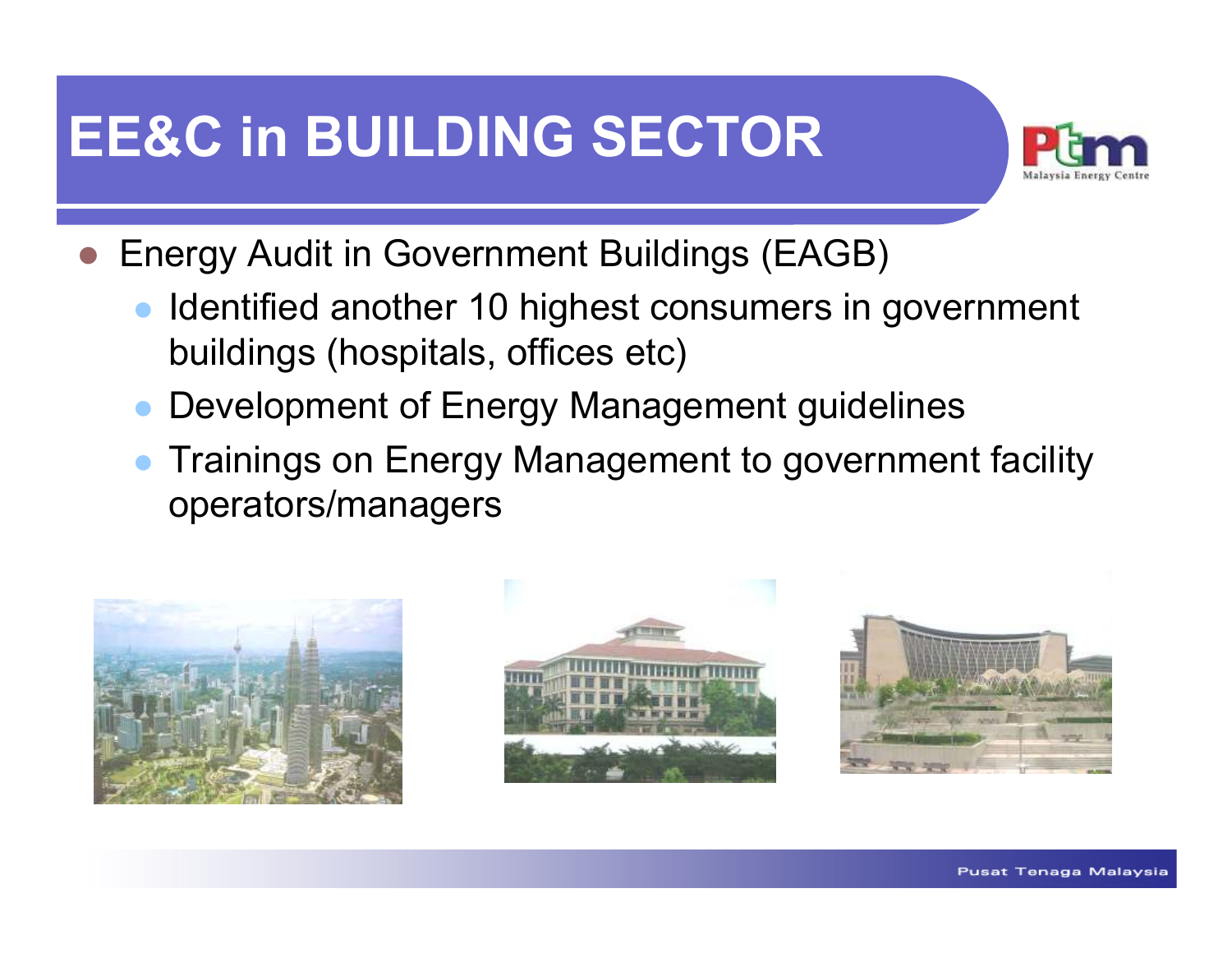# EE&C in BUILDING SECTOR

- Energy Audit in Government Buildings (EAGB)
  - Identified another 10 highest consumers in government buildings (hospitals, offices etc)
  - Development of Energy Management guidelines
  - Trainings on Energy Management to government facility operators/managers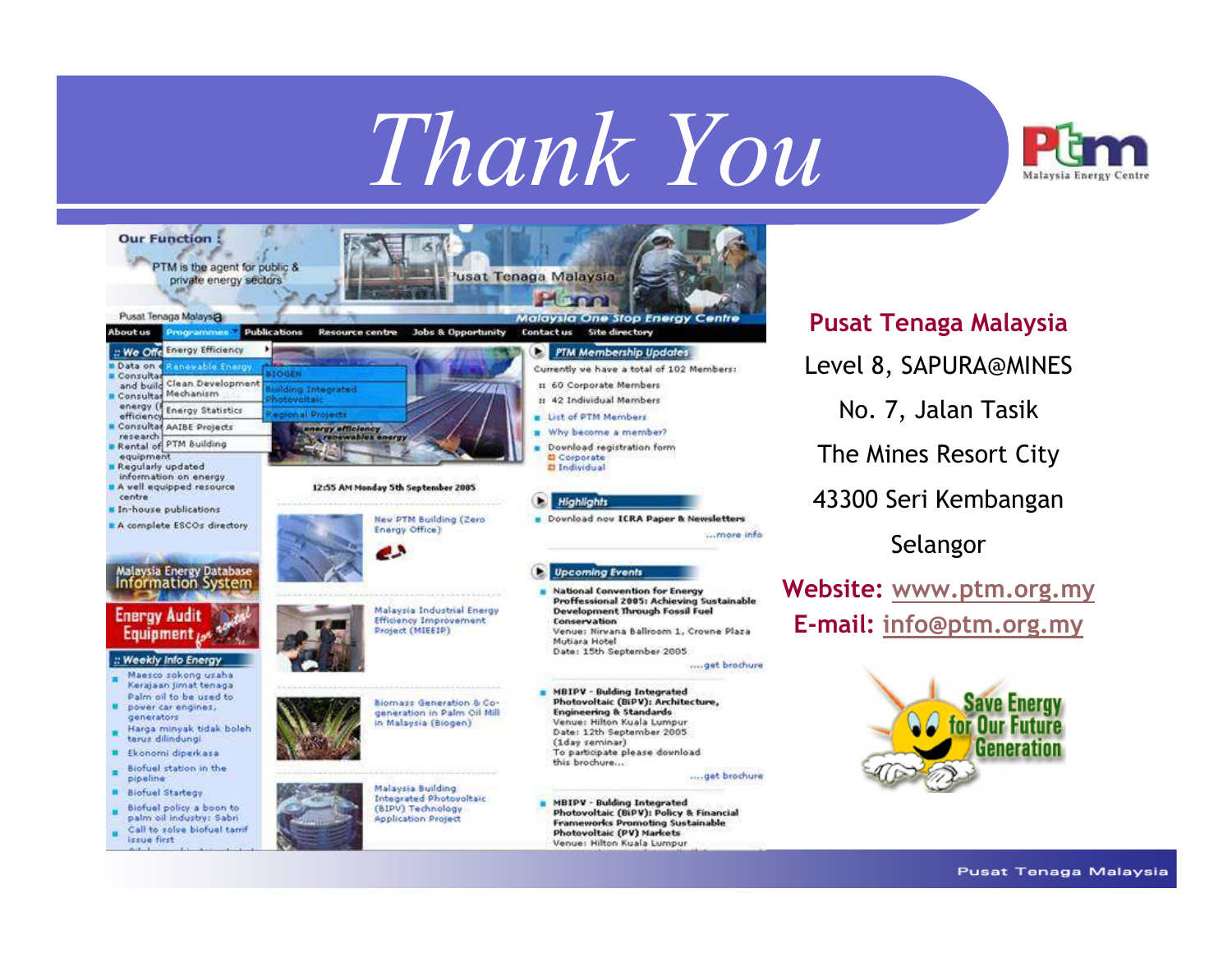# Thank You

**Pusat Tenaga Malaysia**

Level 8, SAPURA@MINES

No. 7, Jalan Tasik

The Mines Resort City

43300 Seri Kembangan

Selangor

**Website:** www.ptm.org.my

**E-mail:** info@ptm.org.my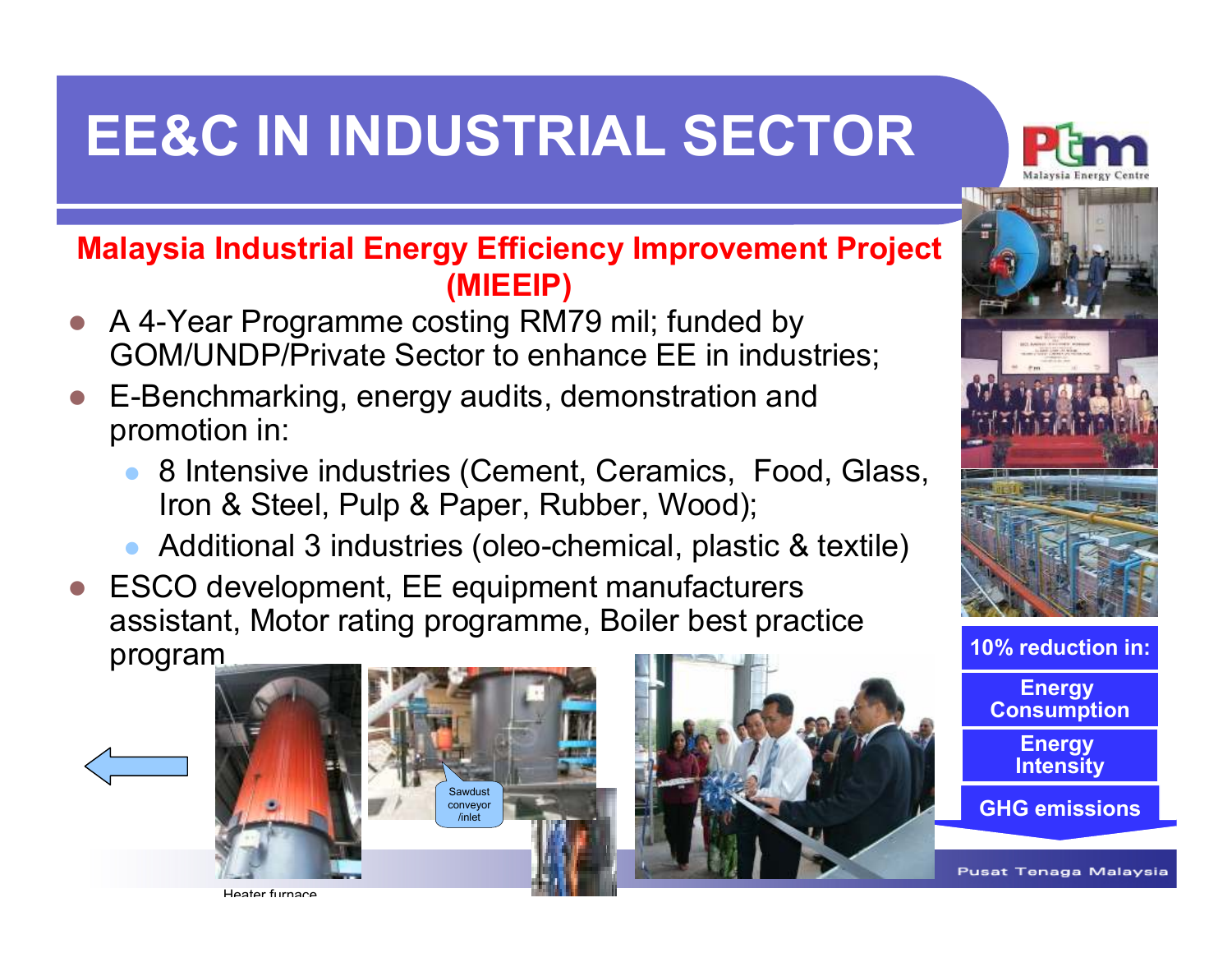# EE&C IN INDUSTRIAL SECTOR

## Malaysia Industrial Energy Efficiency Improvement Project (MIEEIP)

- A 4-Year Programme costing RM79 mil; funded by GOM/UNDP/Private Sector to enhance EE in industries;
- E-Benchmarking, energy audits, demonstration and promotion in:
  - 8 Intensive industries (Cement, Ceramics, Food, Glass, Iron & Steel, Pulp & Paper, Rubber, Wood);
  - Additional 3 industries (oleo-chemical, plastic & textile)
- ESCO development, EE equipment manufacturers assistant, Motor rating programme, Boiler best practice program

**10% reduction in:**

- **Energy Consumption**
- **Energy Intensity**
- **GHG emissions**

Sawdust conveyor /inlet

Heater furnace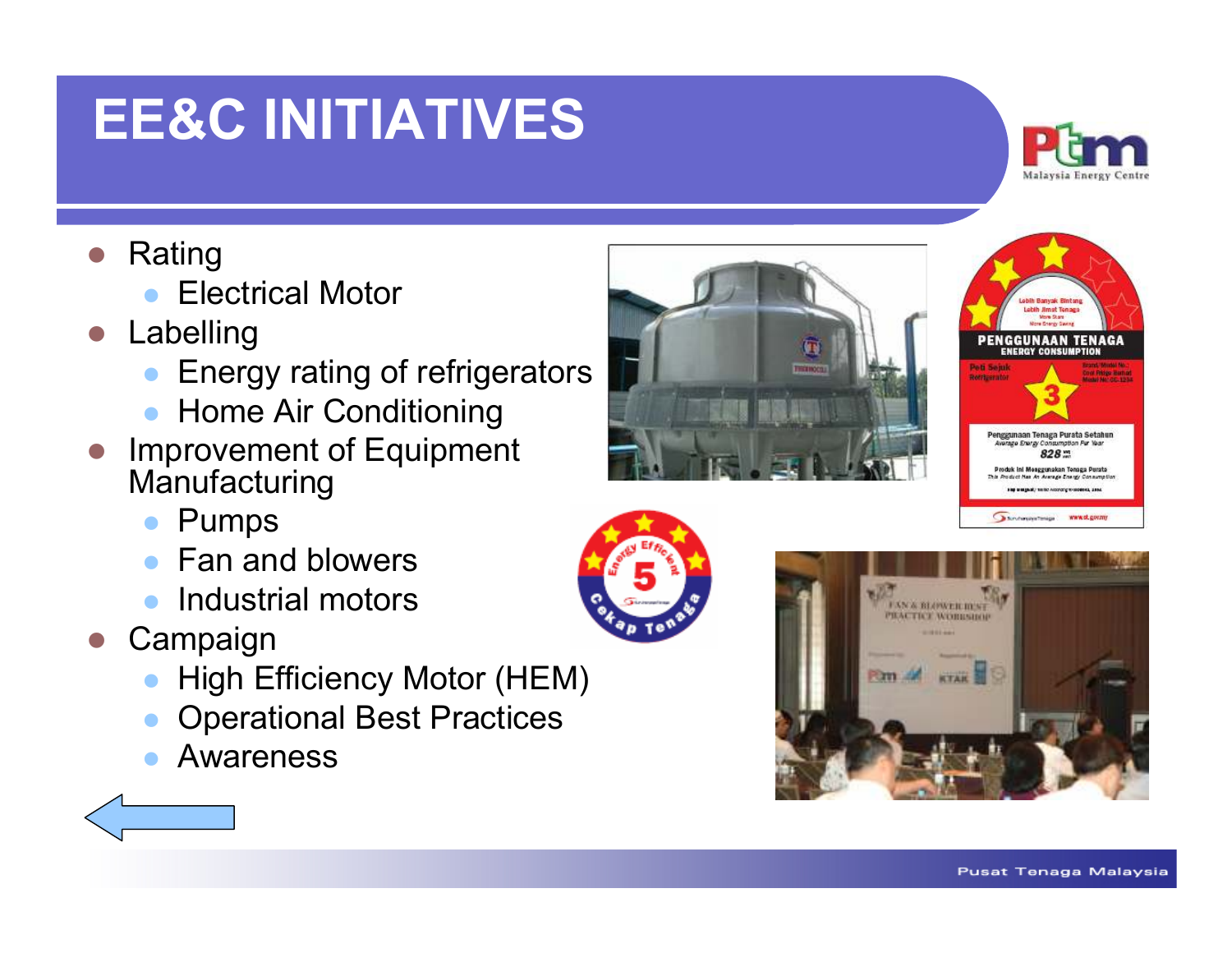# EE&C INITIATIVES

- Rating
  - Electrical Motor
- Labelling
  - Energy rating of refrigerators
  - Home Air Conditioning
- Improvement of Equipment Manufacturing
  - Pumps
  - Fan and blowers
  - Industrial motors
- Campaign
  - High Efficiency Motor (HEM)
  - Operational Best Practices
  - Awareness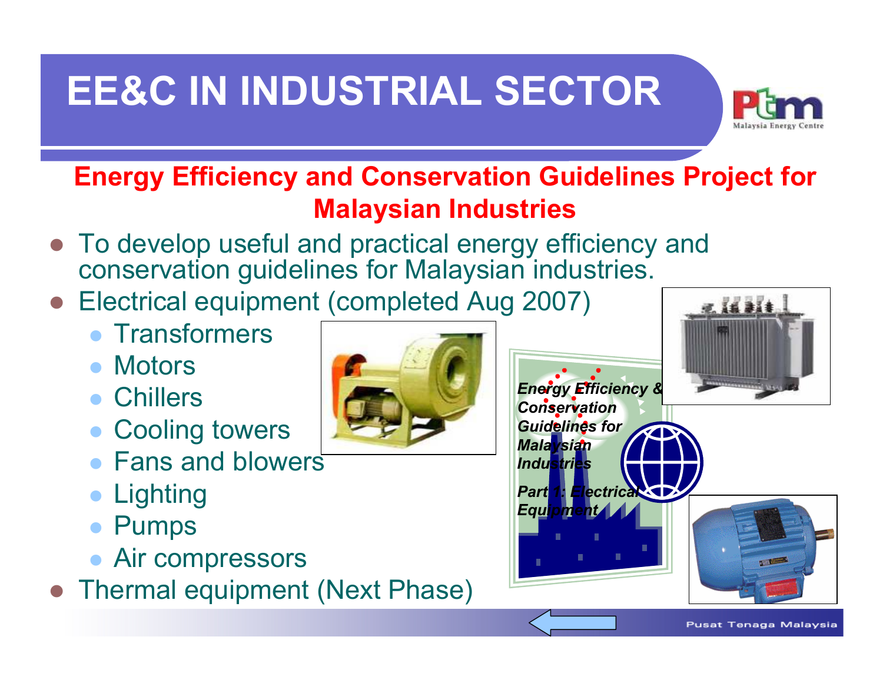# EE&C IN INDUSTRIAL SECTOR

## Energy Efficiency and Conservation Guidelines Project for Malaysian Industries

- To develop useful and practical energy efficiency and conservation guidelines for Malaysian industries.
- Electrical equipment (completed Aug 2007)
  - Transformers
  - Motors
  - Chillers
  - Cooling towers
  - Fans and blowers
  - Lighting
  - Pumps
  - Air compressors
- Thermal equipment (Next Phase)

*Energy Efficiency & Conservation Guidelines for Malaysian Industries*

*Part 1: Electrical Equipment*